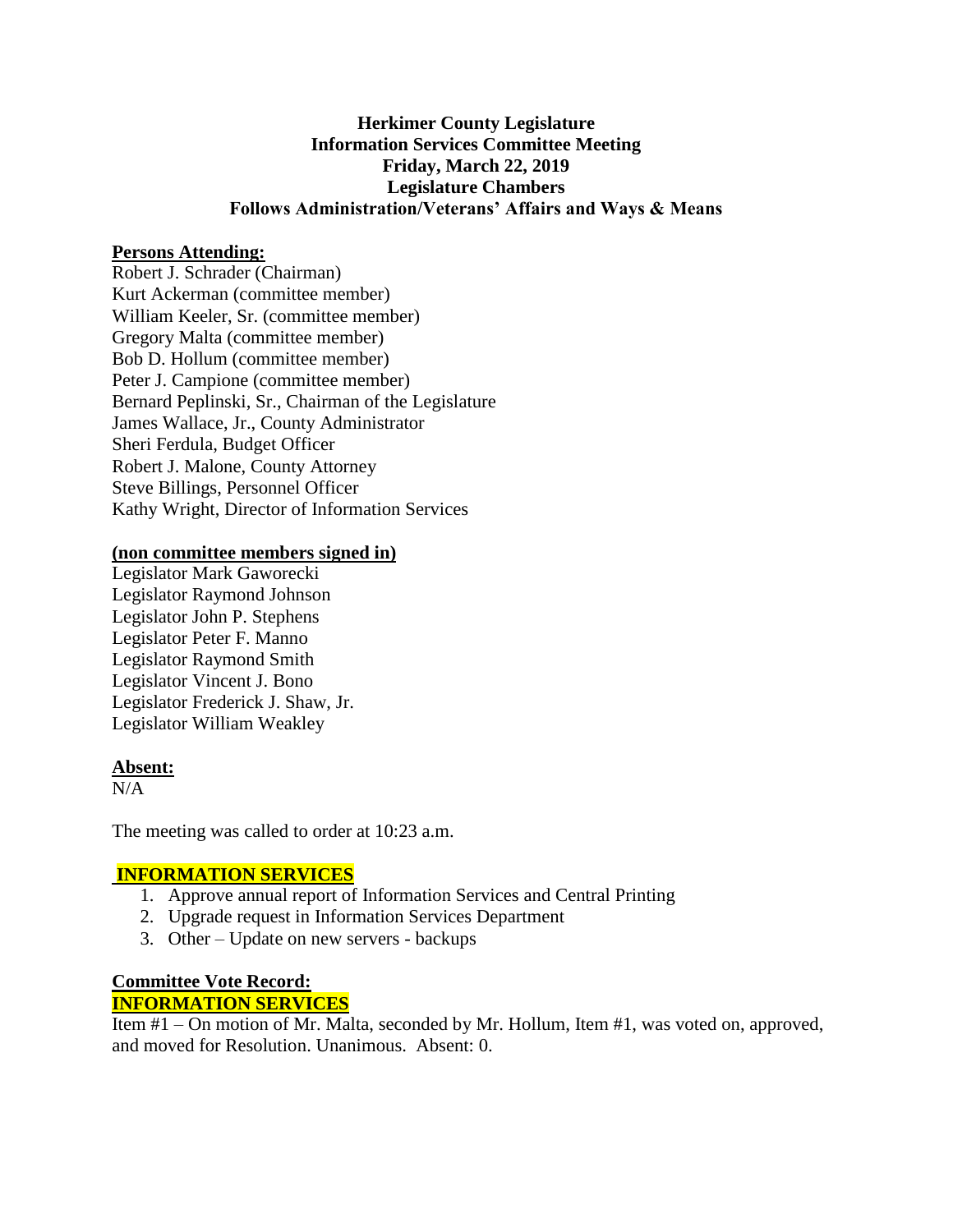**Herkimer County Legislature**
**Information Services Committee Meeting**
**Friday, March 22, 2019**
**Legislature Chambers**
**Follows Administration/Veterans' Affairs and Ways & Means**

**Persons Attending:**

Robert J. Schrader (Chairman)
Kurt Ackerman (committee member)
William Keeler, Sr. (committee member)
Gregory Malta (committee member)
Bob D. Hollum (committee member)
Peter J. Campione (committee member)
Bernard Peplinski, Sr., Chairman of the Legislature
James Wallace, Jr., County Administrator
Sheri Ferdula, Budget Officer
Robert J. Malone, County Attorney
Steve Billings, Personnel Officer
Kathy Wright, Director of Information Services

**(non committee members signed in)**

Legislator Mark Gaworecki
Legislator Raymond Johnson
Legislator John P. Stephens
Legislator Peter F. Manno
Legislator Raymond Smith
Legislator Vincent J. Bono
Legislator Frederick J. Shaw, Jr.
Legislator William Weakley

**Absent:**

N/A

The meeting was called to order at 10:23 a.m.

**INFORMATION SERVICES**

1. Approve annual report of Information Services and Central Printing
2. Upgrade request in Information Services Department
3. Other – Update on new servers - backups

**Committee Vote Record:**

**INFORMATION SERVICES**

Item #1 – On motion of Mr. Malta, seconded by Mr. Hollum, Item #1, was voted on, approved, and moved for Resolution. Unanimous. Absent: 0.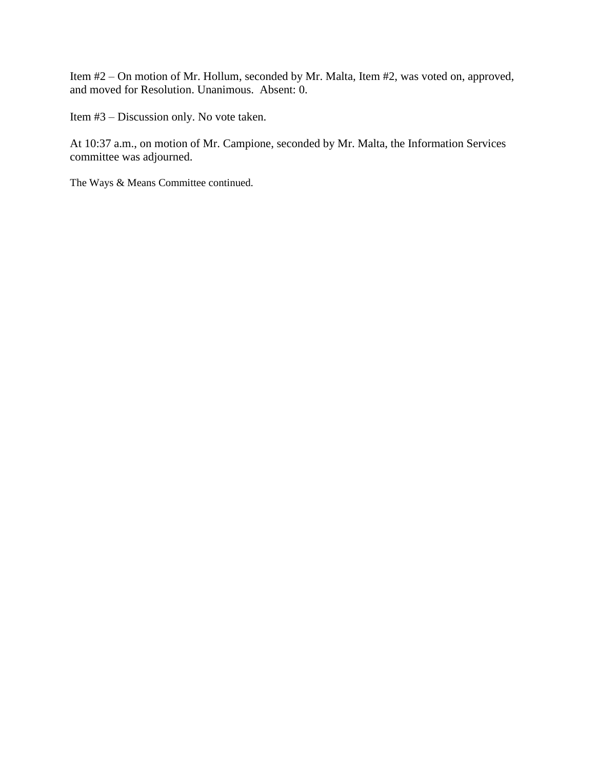Item #2 – On motion of Mr. Hollum, seconded by Mr. Malta, Item #2, was voted on, approved, and moved for Resolution. Unanimous. Absent: 0.

Item #3 – Discussion only. No vote taken.

At 10:37 a.m., on motion of Mr. Campione, seconded by Mr. Malta, the Information Services committee was adjourned.

The Ways & Means Committee continued.